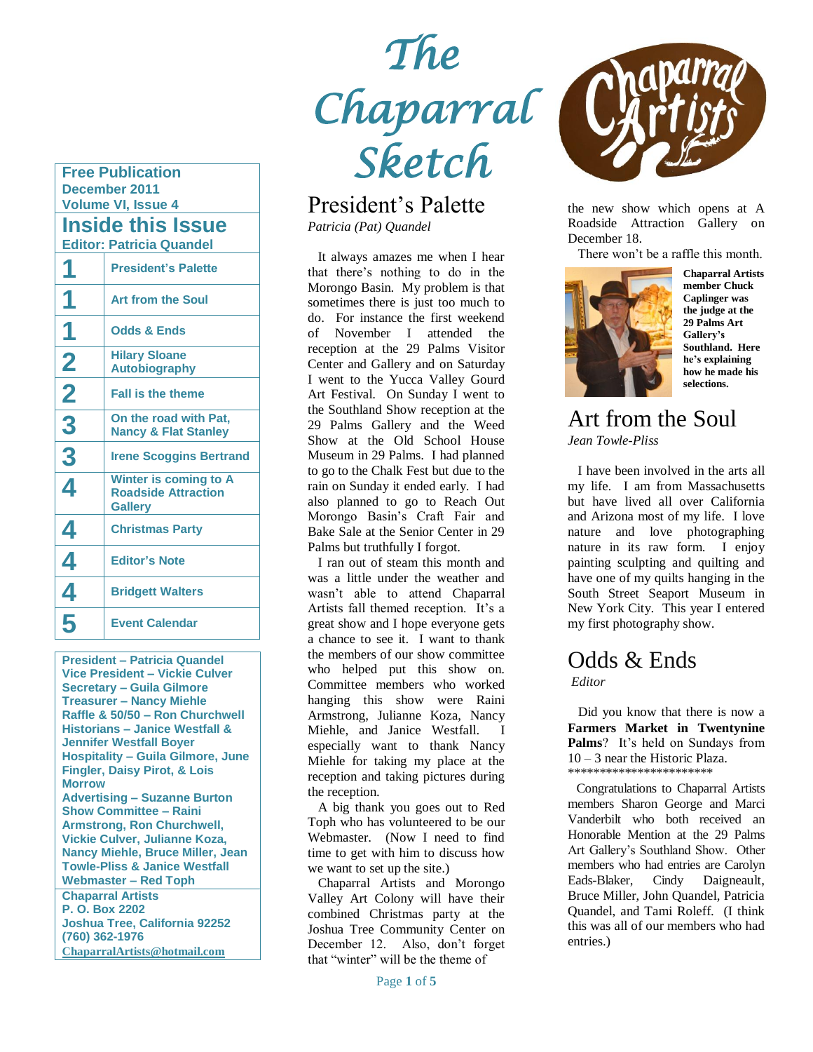# The Chaparral Sketch

**Free Publication**
**December 2011**
**Volume VI, Issue 4**

## Inside this Issue

**Editor: Patricia Quandel**

| | |
|---|---|
| 1 | President's Palette |
| 1 | Art from the Soul |
| 1 | Odds & Ends |
| 2 | Hilary Sloane Autobiography |
| 2 | Fall is the theme |
| 3 | On the road with Pat, Nancy & Flat Stanley |
| 3 | Irene Scoggins Bertrand |
| 4 | Winter is coming to A Roadside Attraction Gallery |
| 4 | Christmas Party |
| 4 | Editor's Note |
| 4 | Bridgett Walters |
| 5 | Event Calendar |

**President – Patricia Quandel**
**Vice President – Vickie Culver**
**Secretary – Guila Gilmore**
**Treasurer – Nancy Miehle**
**Raffle & 50/50 – Ron Churchwell**
**Historians – Janice Westfall & Jennifer Westfall Boyer**
**Hospitality – Guila Gilmore, June Fingler, Daisy Pirot, & Lois Morrow**
**Advertising – Suzanne Burton**
**Show Committee – Raini Armstrong, Ron Churchwell, Vickie Culver, Julianne Koza, Nancy Miehle, Bruce Miller, Jean Towle-Pliss & Janice Westfall**
**Webmaster – Red Toph**

**Chaparral Artists**
**P. O. Box 2202**
**Joshua Tree, California 92252**
**(760) 362-1976**
**ChaparralArtists@hotmail.com**

## President's Palette

*Patricia (Pat) Quandel*

It always amazes me when I hear that there's nothing to do in the Morongo Basin. My problem is that sometimes there is just too much to do. For instance the first weekend of November I attended the reception at the 29 Palms Visitor Center and Gallery and on Saturday I went to the Yucca Valley Gourd Art Festival. On Sunday I went to the Southland Show reception at the 29 Palms Gallery and the Weed Show at the Old School House Museum in 29 Palms. I had planned to go to the Chalk Fest but due to the rain on Sunday it ended early. I had also planned to go to Reach Out Morongo Basin's Craft Fair and Bake Sale at the Senior Center in 29 Palms but truthfully I forgot.

I ran out of steam this month and was a little under the weather and wasn't able to attend Chaparral Artists fall themed reception. It's a great show and I hope everyone gets a chance to see it. I want to thank the members of our show committee who helped put this show on. Committee members who worked hanging this show were Raini Armstrong, Julianne Koza, Nancy Miehle, and Janice Westfall. I especially want to thank Nancy Miehle for taking my place at the reception and taking pictures during the reception.

A big thank you goes out to Red Toph who has volunteered to be our Webmaster. (Now I need to find time to get with him to discuss how we want to set up the site.)

Chaparral Artists and Morongo Valley Art Colony will have their combined Christmas party at the Joshua Tree Community Center on December 12. Also, don't forget that "winter" will be the theme of the new show which opens at A Roadside Attraction Gallery on December 18.

There won't be a raffle this month.

**Chaparral Artists member Chuck Caplinger was the judge at the 29 Palms Art Gallery's Southland. Here he's explaining how he made his selections.**

## Art from the Soul

*Jean Towle-Pliss*

I have been involved in the arts all my life. I am from Massachusetts but have lived all over California and Arizona most of my life. I love nature and love photographing nature in its raw form. I enjoy painting sculpting and quilting and have one of my quilts hanging in the South Street Seaport Museum in New York City. This year I entered my first photography show.

## Odds & Ends

*Editor*

Did you know that there is now a **Farmers Market in Twentynine Palms**? It's held on Sundays from 10 – 3 near the Historic Plaza.

************************

Congratulations to Chaparral Artists members Sharon George and Marci Vanderbilt who both received an Honorable Mention at the 29 Palms Art Gallery's Southland Show. Other members who had entries are Carolyn Eads-Blaker, Cindy Daigneault, Bruce Miller, John Quandel, Patricia Quandel, and Tami Roleff. (I think this was all of our members who had entries.)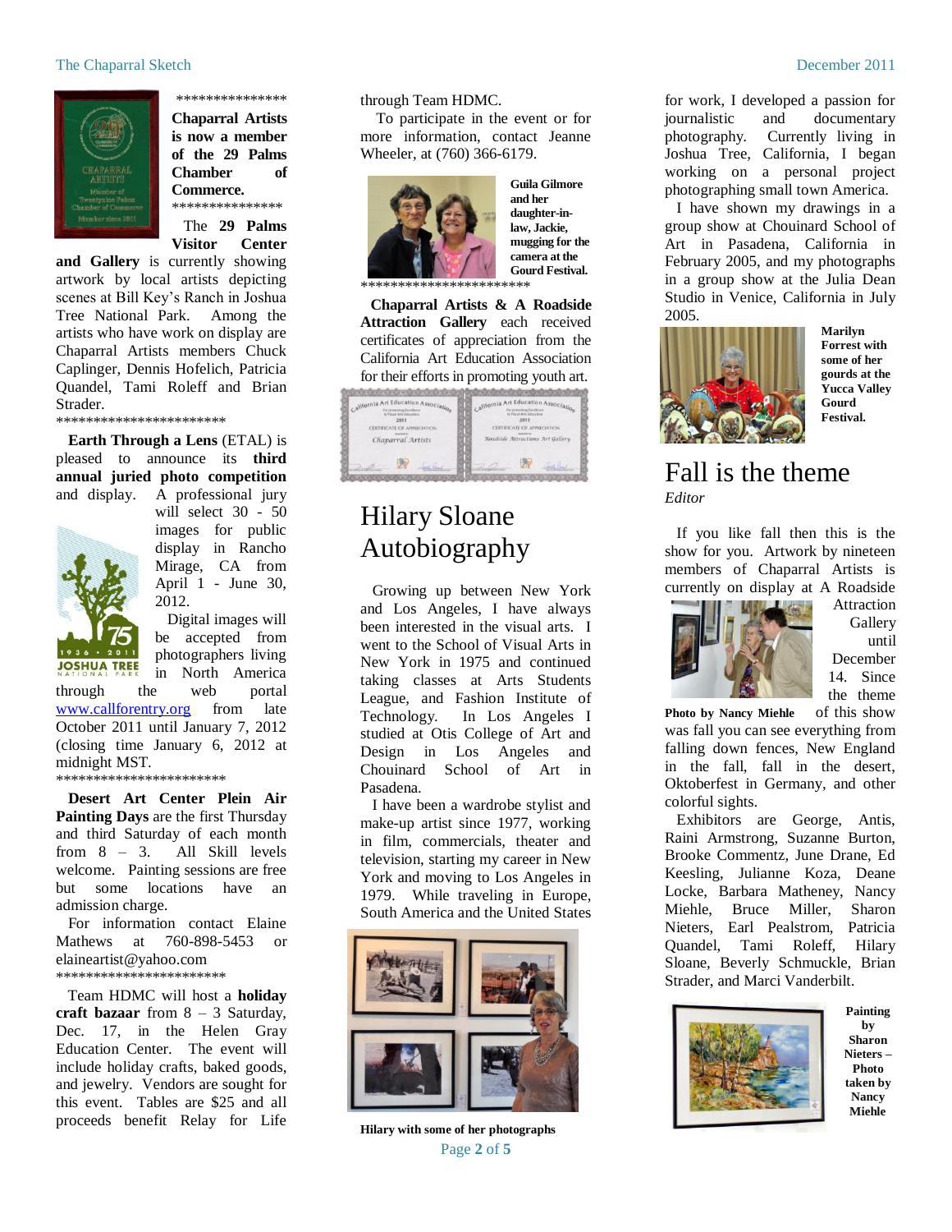\*\*\*\*\*\*\*\*\*\*\*\*\*\*\*

**Chaparral Artists is now a member of the 29 Palms Chamber of Commerce.**

\*\*\*\*\*\*\*\*\*\*\*\*\*\*\*

The **29 Palms Visitor Center and Gallery** is currently showing artwork by local artists depicting scenes at Bill Key's Ranch in Joshua Tree National Park. Among the artists who have work on display are Chaparral Artists members Chuck Caplinger, Dennis Hofelich, Patricia Quandel, Tami Roleff and Brian Strader.

\*\*\*\*\*\*\*\*\*\*\*\*\*\*\*\*\*\*\*\*\*\*\*\*

**Earth Through a Lens** (ETAL) is pleased to announce its **third annual juried photo competition** and display. A professional jury will select 30 - 50 images for public display in Rancho Mirage, CA from April 1 - June 30, 2012.

Digital images will be accepted from photographers living in North America through the web portal www.callforentry.org from late October 2011 until January 7, 2012 (closing time January 6, 2012 at midnight MST.

\*\*\*\*\*\*\*\*\*\*\*\*\*\*\*\*\*\*\*\*\*\*\*\*

**Desert Art Center Plein Air Painting Days** are the first Thursday and third Saturday of each month from 8 – 3. All Skill levels welcome. Painting sessions are free but some locations have an admission charge.

For information contact Elaine Mathews at 760-898-5453 or elaineartist@yahoo.com

\*\*\*\*\*\*\*\*\*\*\*\*\*\*\*\*\*\*\*\*\*\*\*\*

Team HDMC will host a **holiday craft bazaar** from 8 – 3 Saturday, Dec. 17, in the Helen Gray Education Center. The event will include holiday crafts, baked goods, and jewelry. Vendors are sought for this event. Tables are $25 and all proceeds benefit Relay for Life through Team HDMC.

To participate in the event or for more information, contact Jeanne Wheeler, at (760) 366-6179.

**Guila Gilmore and her daughter-in-law, Jackie, mugging for the camera at the Gourd Festival.**

\*\*\*\*\*\*\*\*\*\*\*\*\*\*\*\*\*\*\*\*\*\*\*\*

**Chaparral Artists & A Roadside Attraction Gallery** each received certificates of appreciation from the California Art Education Association for their efforts in promoting youth art.

# Hilary Sloane Autobiography

Growing up between New York and Los Angeles, I have always been interested in the visual arts. I went to the School of Visual Arts in New York in 1975 and continued taking classes at Arts Students League, and Fashion Institute of Technology. In Los Angeles I studied at Otis College of Art and Design in Los Angeles and Chouinard School of Art in Pasadena.

I have been a wardrobe stylist and make-up artist since 1977, working in film, commercials, theater and television, starting my career in New York and moving to Los Angeles in 1979. While traveling in Europe, South America and the United States for work, I developed a passion for journalistic and documentary photography. Currently living in Joshua Tree, California, I began working on a personal project photographing small town America.

I have shown my drawings in a group show at Chouinard School of Art in Pasadena, California in February 2005, and my photographs in a group show at the Julia Dean Studio in Venice, California in July 2005.

**Hilary with some of her photographs**

**Marilyn Forrest with some of her gourds at the Yucca Valley Gourd Festival.**

# Fall is the theme

*Editor*

If you like fall then this is the show for you. Artwork by nineteen members of Chaparral Artists is currently on display at A Roadside Attraction Gallery until December 14. Since the theme of this show was fall you can see everything from falling down fences, New England in the fall, fall in the desert, Oktoberfest in Germany, and other colorful sights.

**Photo by Nancy Miehle**

Exhibitors are George, Antis, Raini Armstrong, Suzanne Burton, Brooke Commentz, June Drane, Ed Keesling, Julianne Koza, Deane Locke, Barbara Matheney, Nancy Miehle, Bruce Miller, Sharon Nieters, Earl Pealstrom, Patricia Quandel, Tami Roleff, Hilary Sloane, Beverly Schmuckle, Brian Strader, and Marci Vanderbilt.

**Painting by Sharon Nieters – Photo taken by Nancy Miehle**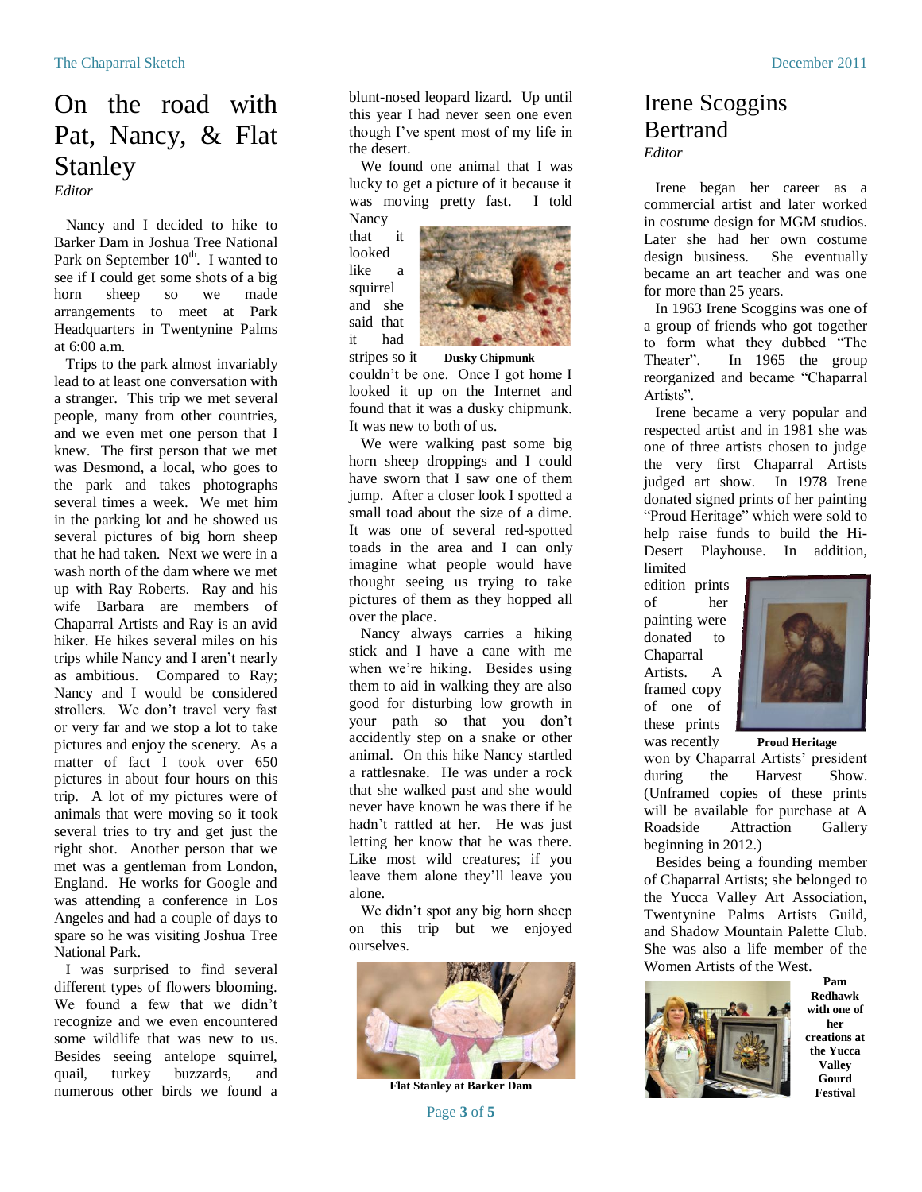# On the road with Pat, Nancy, & Flat Stanley

*Editor*

Nancy and I decided to hike to Barker Dam in Joshua Tree National Park on September 10th. I wanted to see if I could get some shots of a big horn sheep so we made arrangements to meet at Park Headquarters in Twentynine Palms at 6:00 a.m.

Trips to the park almost invariably lead to at least one conversation with a stranger. This trip we met several people, many from other countries, and we even met one person that I knew. The first person that we met was Desmond, a local, who goes to the park and takes photographs several times a week. We met him in the parking lot and he showed us several pictures of big horn sheep that he had taken. Next we were in a wash north of the dam where we met up with Ray Roberts. Ray and his wife Barbara are members of Chaparral Artists and Ray is an avid hiker. He hikes several miles on his trips while Nancy and I aren't nearly as ambitious. Compared to Ray; Nancy and I would be considered strollers. We don't travel very fast or very far and we stop a lot to take pictures and enjoy the scenery. As a matter of fact I took over 650 pictures in about four hours on this trip. A lot of my pictures were of animals that were moving so it took several tries to try and get just the right shot. Another person that we met was a gentleman from London, England. He works for Google and was attending a conference in Los Angeles and had a couple of days to spare so he was visiting Joshua Tree National Park.

I was surprised to find several different types of flowers blooming. We found a few that we didn't recognize and we even encountered some wildlife that was new to us. Besides seeing antelope squirrel, quail, turkey buzzards, and numerous other birds we found a blunt-nosed leopard lizard. Up until this year I had never seen one even though I've spent most of my life in the desert.

We found one animal that I was lucky to get a picture of it because it was moving pretty fast. I told Nancy that it looked like a squirrel and she said that it had stripes so it couldn't be one. Once I got home I looked it up on the Internet and found that it was a dusky chipmunk. It was new to both of us.

**Dusky Chipmunk**

We were walking past some big horn sheep droppings and I could have sworn that I saw one of them jump. After a closer look I spotted a small toad about the size of a dime. It was one of several red-spotted toads in the area and I can only imagine what people would have thought seeing us trying to take pictures of them as they hopped all over the place.

Nancy always carries a hiking stick and I have a cane with me when we're hiking. Besides using them to aid in walking they are also good for disturbing low growth in your path so that you don't accidently step on a snake or other animal. On this hike Nancy startled a rattlesnake. He was under a rock that she walked past and she would never have known he was there if he hadn't rattled at her. He was just letting her know that he was there. Like most wild creatures; if you leave them alone they'll leave you alone.

We didn't spot any big horn sheep on this trip but we enjoyed ourselves.

**Flat Stanley at Barker Dam**

# Irene Scoggins Bertrand

*Editor*

Irene began her career as a commercial artist and later worked in costume design for MGM studios. Later she had her own costume design business. She eventually became an art teacher and was one for more than 25 years.

In 1963 Irene Scoggins was one of a group of friends who got together to form what they dubbed "The Theater". In 1965 the group reorganized and became "Chaparral Artists".

Irene became a very popular and respected artist and in 1981 she was one of three artists chosen to judge the very first Chaparral Artists judged art show. In 1978 Irene donated signed prints of her painting "Proud Heritage" which were sold to help raise funds to build the Hi-Desert Playhouse. In addition, limited edition prints of her painting were donated to Chaparral Artists. A framed copy of one of these prints was recently won by Chaparral Artists' president during the Harvest Show. (Unframed copies of these prints will be available for purchase at A Roadside Attraction Gallery beginning in 2012.)

**Proud Heritage**

Besides being a founding member of Chaparral Artists; she belonged to the Yucca Valley Art Association, Twentynine Palms Artists Guild, and Shadow Mountain Palette Club. She was also a life member of the Women Artists of the West.

**Pam Redhawk with one of her creations at the Yucca Valley Gourd Festival**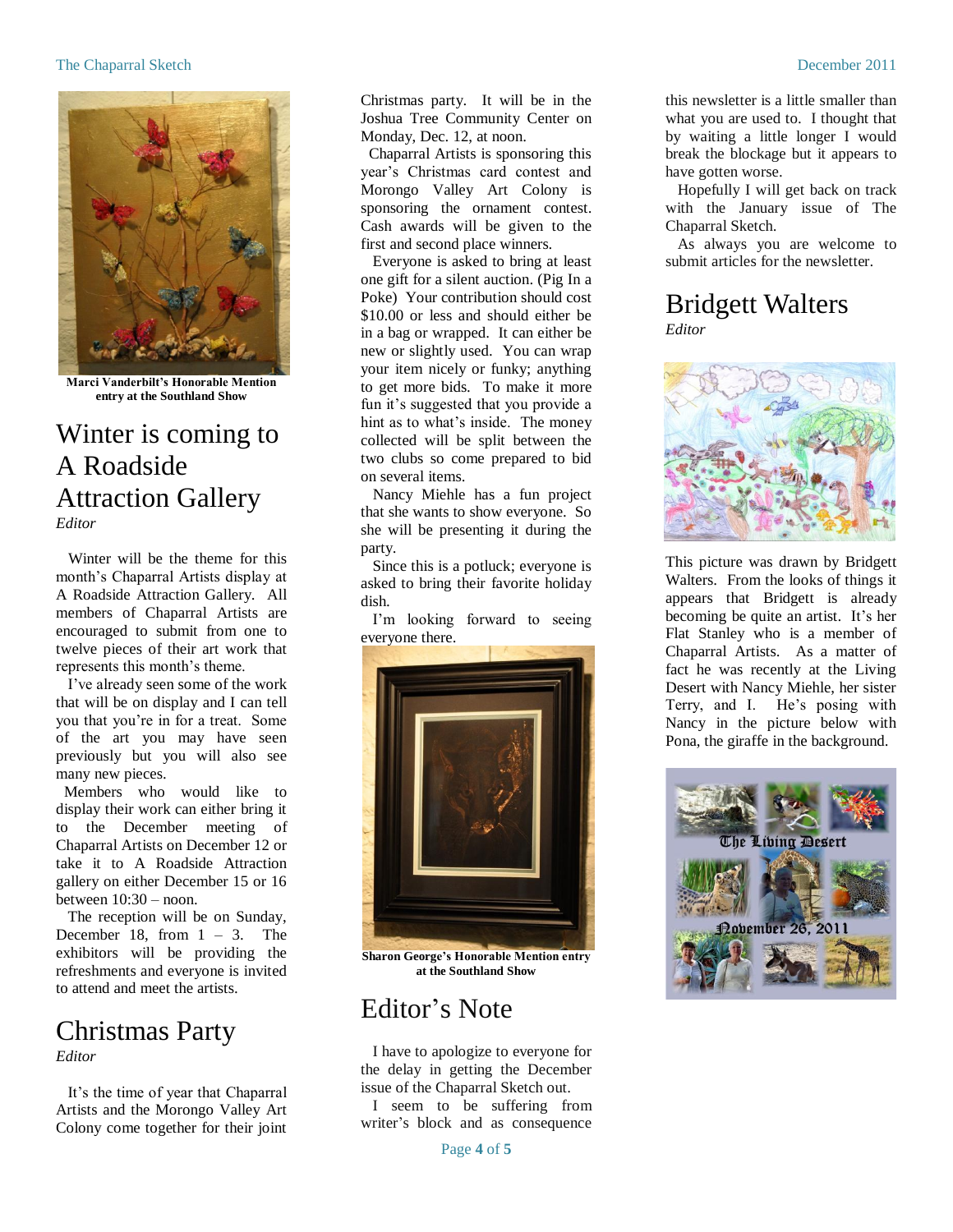Marci Vanderbilt's Honorable Mention entry at the Southland Show

# Winter is coming to A Roadside Attraction Gallery

*Editor*

Winter will be the theme for this month's Chaparral Artists display at A Roadside Attraction Gallery. All members of Chaparral Artists are encouraged to submit from one to twelve pieces of their art work that represents this month's theme.

I've already seen some of the work that will be on display and I can tell you that you're in for a treat. Some of the art you may have seen previously but you will also see many new pieces.

Members who would like to display their work can either bring it to the December meeting of Chaparral Artists on December 12 or take it to A Roadside Attraction gallery on either December 15 or 16 between 10:30 – noon.

The reception will be on Sunday, December 18, from 1 – 3. The exhibitors will be providing the refreshments and everyone is invited to attend and meet the artists.

# Christmas Party

*Editor*

It's the time of year that Chaparral Artists and the Morongo Valley Art Colony come together for their joint Christmas party. It will be in the Joshua Tree Community Center on Monday, Dec. 12, at noon.

Chaparral Artists is sponsoring this year's Christmas card contest and Morongo Valley Art Colony is sponsoring the ornament contest. Cash awards will be given to the first and second place winners.

Everyone is asked to bring at least one gift for a silent auction. (Pig In a Poke) Your contribution should cost $10.00 or less and should either be in a bag or wrapped. It can either be new or slightly used. You can wrap your item nicely or funky; anything to get more bids. To make it more fun it's suggested that you provide a hint as to what's inside. The money collected will be split between the two clubs so come prepared to bid on several items.

Nancy Miehle has a fun project that she wants to show everyone. So she will be presenting it during the party.

Since this is a potluck; everyone is asked to bring their favorite holiday dish.

I'm looking forward to seeing everyone there.

Sharon George's Honorable Mention entry at the Southland Show

# Editor's Note

I have to apologize to everyone for the delay in getting the December issue of the Chaparral Sketch out.

I seem to be suffering from writer's block and as consequence this newsletter is a little smaller than what you are used to. I thought that by waiting a little longer I would break the blockage but it appears to have gotten worse.

Hopefully I will get back on track with the January issue of The Chaparral Sketch.

As always you are welcome to submit articles for the newsletter.

# Bridgett Walters

*Editor*

This picture was drawn by Bridgett Walters. From the looks of things it appears that Bridgett is already becoming be quite an artist. It's her Flat Stanley who is a member of Chaparral Artists. As a matter of fact he was recently at the Living Desert with Nancy Miehle, her sister Terry, and I. He's posing with Nancy in the picture below with Pona, the giraffe in the background.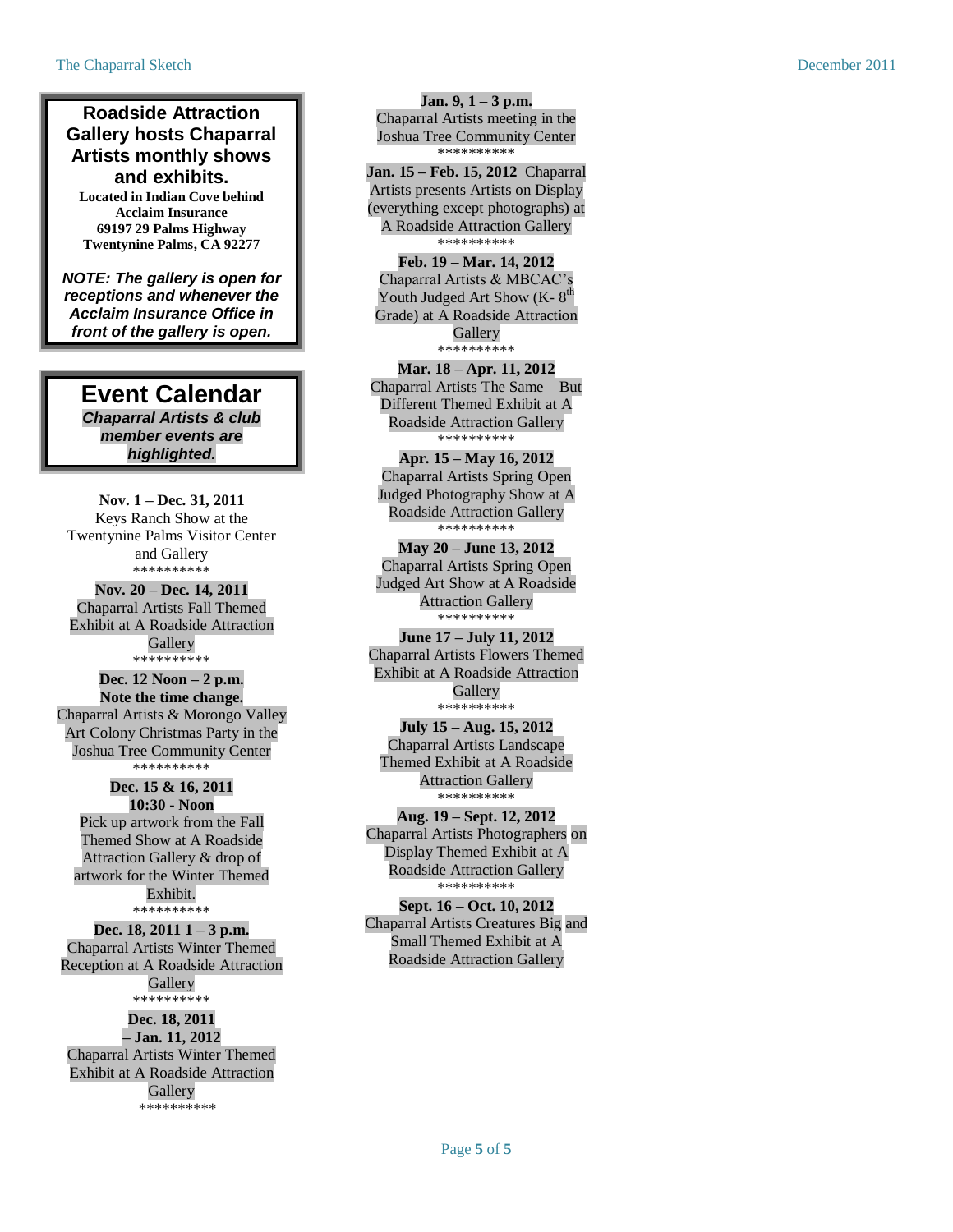## Roadside Attraction Gallery hosts Chaparral Artists monthly shows and exhibits.

**Located in Indian Cove behind Acclaim Insurance**
**69197 29 Palms Highway**
**Twentynine Palms, CA 92277**

***NOTE: The gallery is open for receptions and whenever the Acclaim Insurance Office in front of the gallery is open.***

## Event Calendar

***Chaparral Artists & club member events are highlighted.***

**Nov. 1 – Dec. 31, 2011**
Keys Ranch Show at the Twentynine Palms Visitor Center and Gallery
**********

**Nov. 20 – Dec. 14, 2011**
Chaparral Artists Fall Themed Exhibit at A Roadside Attraction Gallery
**********

**Dec. 12 Noon – 2 p.m.**
**Note the time change.**
Chaparral Artists & Morongo Valley Art Colony Christmas Party in the Joshua Tree Community Center
**********

**Dec. 15 & 16, 2011**
**10:30 - Noon**
Pick up artwork from the Fall Themed Show at A Roadside Attraction Gallery & drop of artwork for the Winter Themed Exhibit.
**********

**Dec. 18, 2011 1 – 3 p.m.**
Chaparral Artists Winter Themed Reception at A Roadside Attraction Gallery
**********

**Dec. 18, 2011 – Jan. 11, 2012**
Chaparral Artists Winter Themed Exhibit at A Roadside Attraction Gallery
**********

**Jan. 9, 1 – 3 p.m.**
Chaparral Artists meeting in the Joshua Tree Community Center
**********

**Jan. 15 – Feb. 15, 2012** Chaparral Artists presents Artists on Display (everything except photographs) at A Roadside Attraction Gallery
**********

**Feb. 19 – Mar. 14, 2012**
Chaparral Artists & MBCAC's Youth Judged Art Show (K- 8th Grade) at A Roadside Attraction Gallery
**********

**Mar. 18 – Apr. 11, 2012**
Chaparral Artists The Same – But Different Themed Exhibit at A Roadside Attraction Gallery
**********

**Apr. 15 – May 16, 2012**
Chaparral Artists Spring Open Judged Photography Show at A Roadside Attraction Gallery
**********

**May 20 – June 13, 2012**
Chaparral Artists Spring Open Judged Art Show at A Roadside Attraction Gallery
**********

**June 17 – July 11, 2012**
Chaparral Artists Flowers Themed Exhibit at A Roadside Attraction Gallery
**********

**July 15 – Aug. 15, 2012**
Chaparral Artists Landscape Themed Exhibit at A Roadside Attraction Gallery
**********

**Aug. 19 – Sept. 12, 2012**
Chaparral Artists Photographers on Display Themed Exhibit at A Roadside Attraction Gallery
**********

**Sept. 16 – Oct. 10, 2012**
Chaparral Artists Creatures Big and Small Themed Exhibit at A Roadside Attraction Gallery